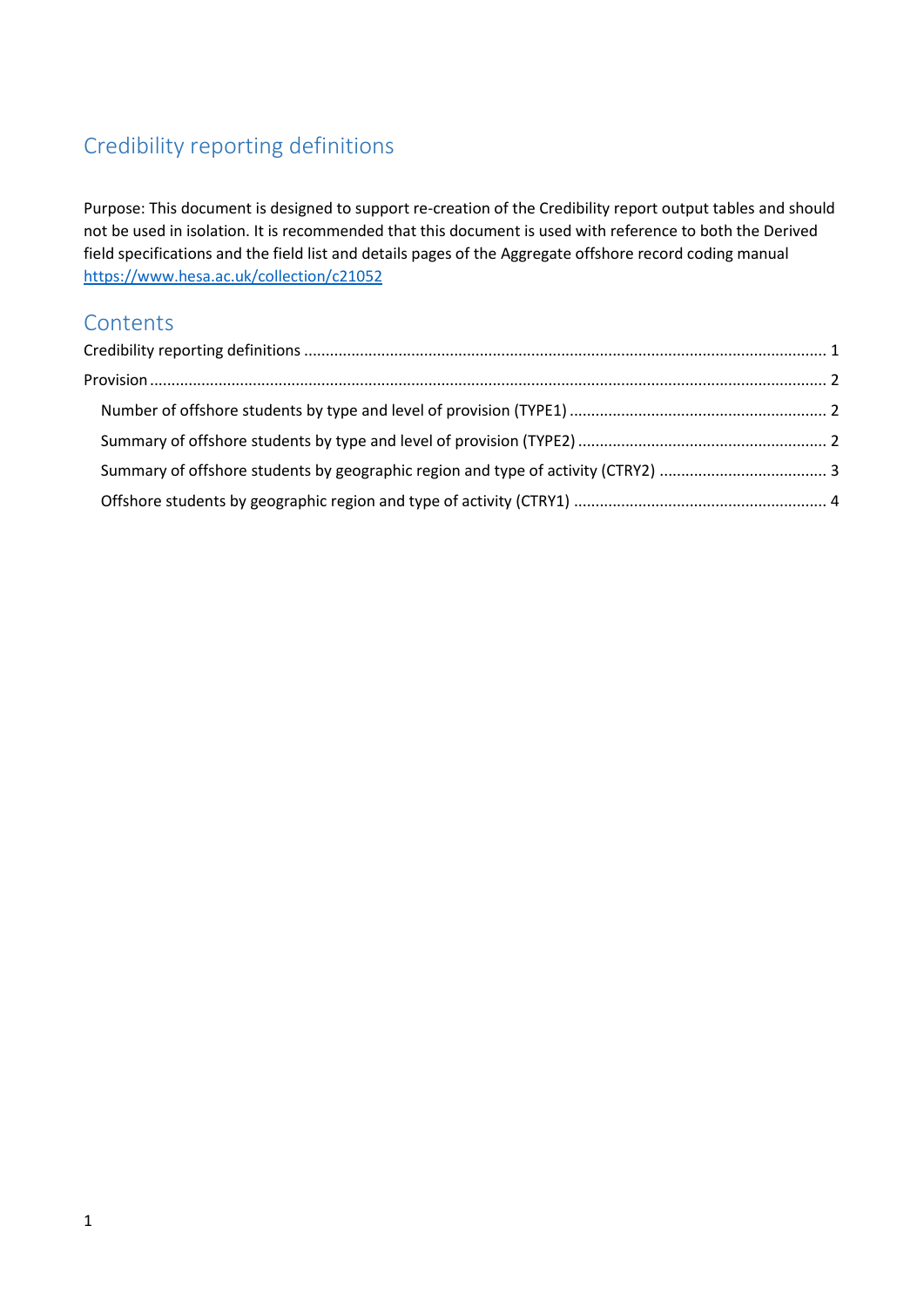# Credibility reporting definitions

Purpose: This document is designed to support re-creation of the Credibility report output tables and should not be used in isolation. It is recommended that this document is used with reference to both the Derived field specifications and the field list and details pages of the Aggregate offshore record coding manual https://www.hesa.ac.uk/collection/c21052

## Contents

Credibility reporting definitions ........................................................................................................................ 1

Provision .......................................................................................................................................................... 2

- Number of offshore students by type and level of provision (TYPE1) .......................................................... 2
- Summary of offshore students by type and level of provision (TYPE2) ........................................................ 2
- Summary of offshore students by geographic region and type of activity (CTRY2) ...................................... 3
- Offshore students by geographic region and type of activity (CTRY1) ......................................................... 4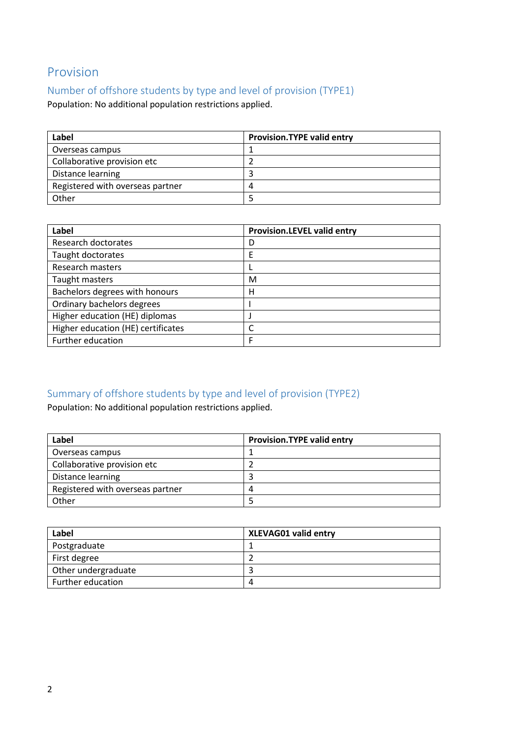# Provision

## Number of offshore students by type and level of provision (TYPE1)

Population: No additional population restrictions applied.

| Label | Provision.TYPE valid entry |
|---|---|
| Overseas campus | 1 |
| Collaborative provision etc | 2 |
| Distance learning | 3 |
| Registered with overseas partner | 4 |
| Other | 5 |

| Label | Provision.LEVEL valid entry |
|---|---|
| Research doctorates | D |
| Taught doctorates | E |
| Research masters | L |
| Taught masters | M |
| Bachelors degrees with honours | H |
| Ordinary bachelors degrees | I |
| Higher education (HE) diplomas | J |
| Higher education (HE) certificates | C |
| Further education | F |

## Summary of offshore students by type and level of provision (TYPE2)

Population: No additional population restrictions applied.

| Label | Provision.TYPE valid entry |
|---|---|
| Overseas campus | 1 |
| Collaborative provision etc | 2 |
| Distance learning | 3 |
| Registered with overseas partner | 4 |
| Other | 5 |

| Label | XLEVAG01 valid entry |
|---|---|
| Postgraduate | 1 |
| First degree | 2 |
| Other undergraduate | 3 |
| Further education | 4 |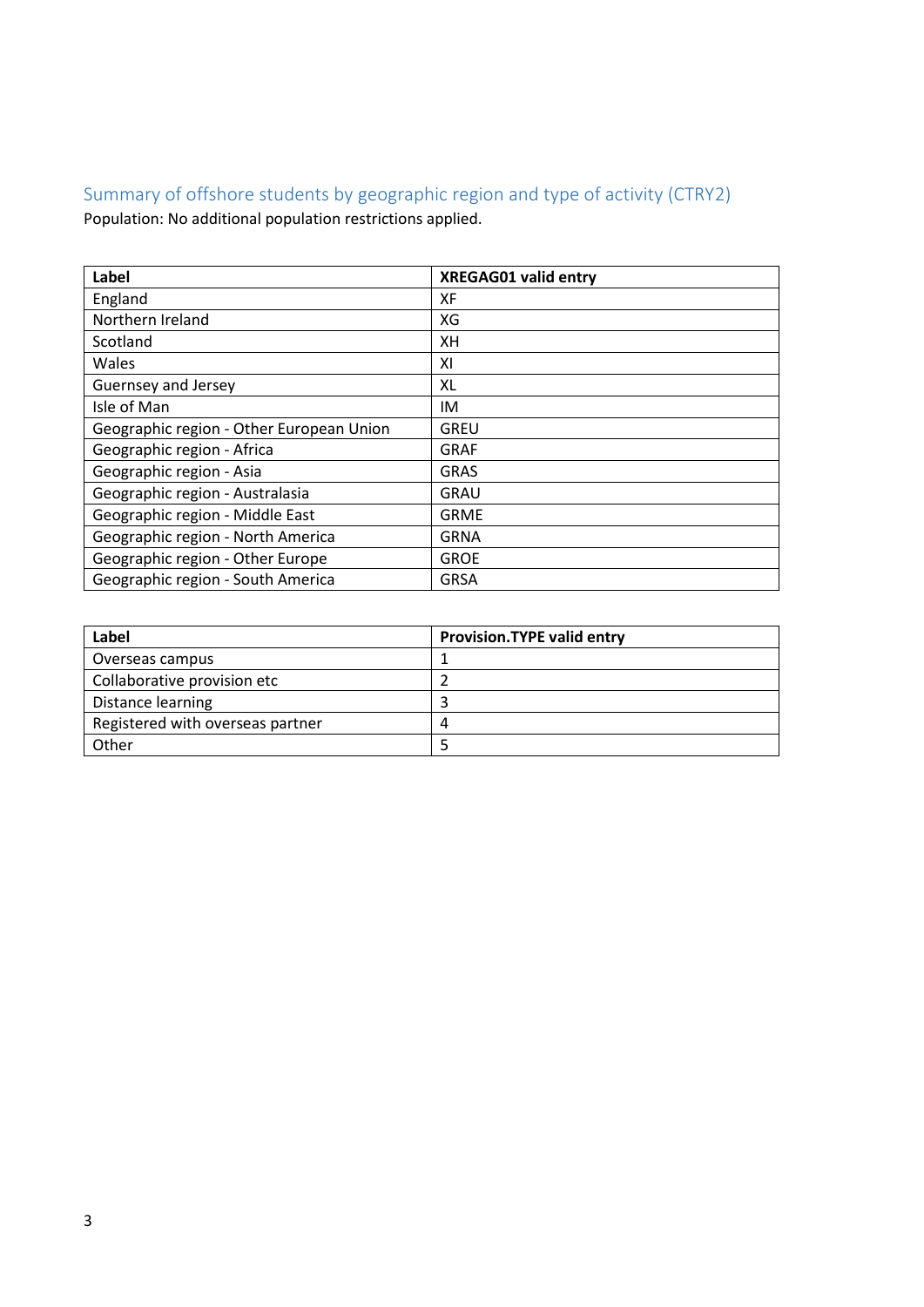## Summary of offshore students by geographic region and type of activity (CTRY2)

Population: No additional population restrictions applied.

| Label | XREGAG01 valid entry |
|---|---|
| England | XF |
| Northern Ireland | XG |
| Scotland | XH |
| Wales | XI |
| Guernsey and Jersey | XL |
| Isle of Man | IM |
| Geographic region - Other European Union | GREU |
| Geographic region - Africa | GRAF |
| Geographic region - Asia | GRAS |
| Geographic region - Australasia | GRAU |
| Geographic region - Middle East | GRME |
| Geographic region - North America | GRNA |
| Geographic region - Other Europe | GROE |
| Geographic region - South America | GRSA |

| Label | Provision.TYPE valid entry |
|---|---|
| Overseas campus | 1 |
| Collaborative provision etc | 2 |
| Distance learning | 3 |
| Registered with overseas partner | 4 |
| Other | 5 |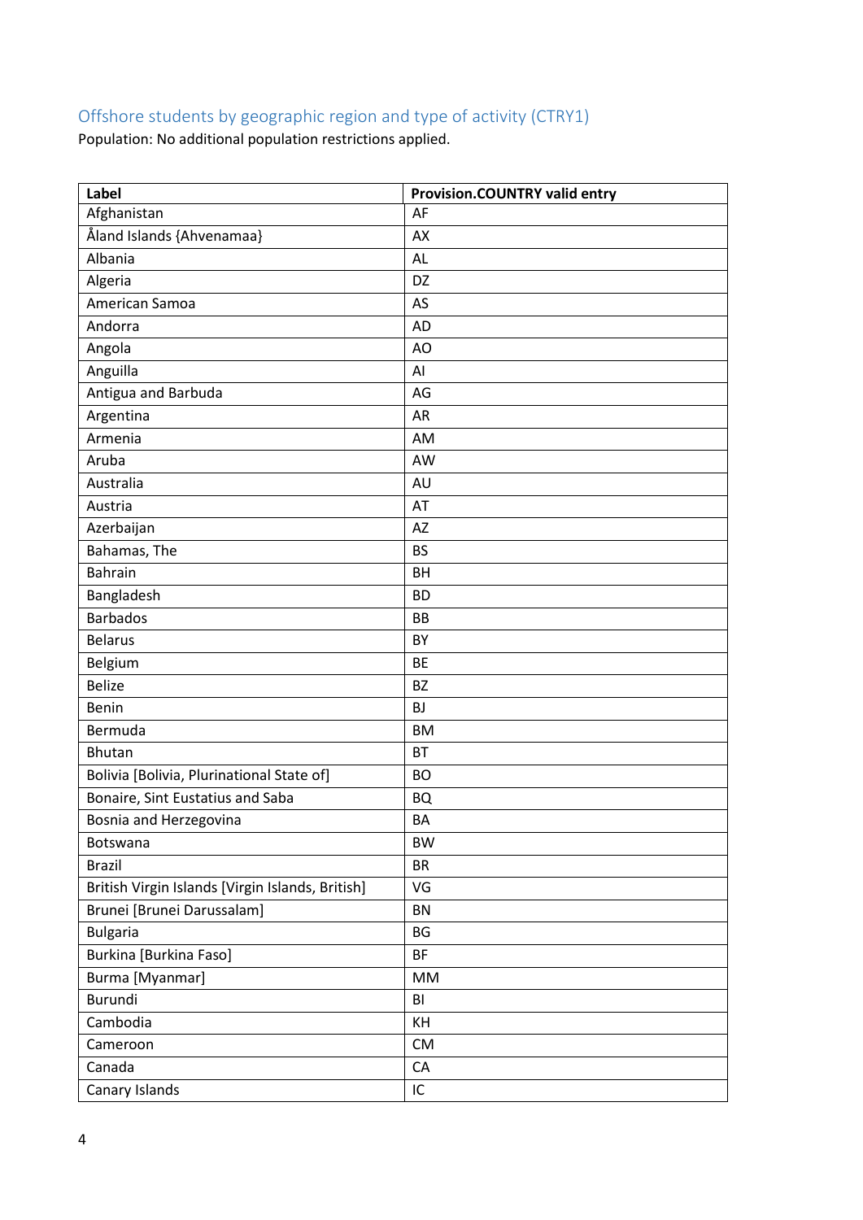## Offshore students by geographic region and type of activity (CTRY1)

Population: No additional population restrictions applied.

| Label | Provision.COUNTRY valid entry |
|---|---|
| Afghanistan | AF |
| Åland Islands {Ahvenamaa} | AX |
| Albania | AL |
| Algeria | DZ |
| American Samoa | AS |
| Andorra | AD |
| Angola | AO |
| Anguilla | AI |
| Antigua and Barbuda | AG |
| Argentina | AR |
| Armenia | AM |
| Aruba | AW |
| Australia | AU |
| Austria | AT |
| Azerbaijan | AZ |
| Bahamas, The | BS |
| Bahrain | BH |
| Bangladesh | BD |
| Barbados | BB |
| Belarus | BY |
| Belgium | BE |
| Belize | BZ |
| Benin | BJ |
| Bermuda | BM |
| Bhutan | BT |
| Bolivia [Bolivia, Plurinational State of] | BO |
| Bonaire, Sint Eustatius and Saba | BQ |
| Bosnia and Herzegovina | BA |
| Botswana | BW |
| Brazil | BR |
| British Virgin Islands [Virgin Islands, British] | VG |
| Brunei [Brunei Darussalam] | BN |
| Bulgaria | BG |
| Burkina [Burkina Faso] | BF |
| Burma [Myanmar] | MM |
| Burundi | BI |
| Cambodia | KH |
| Cameroon | CM |
| Canada | CA |
| Canary Islands | IC |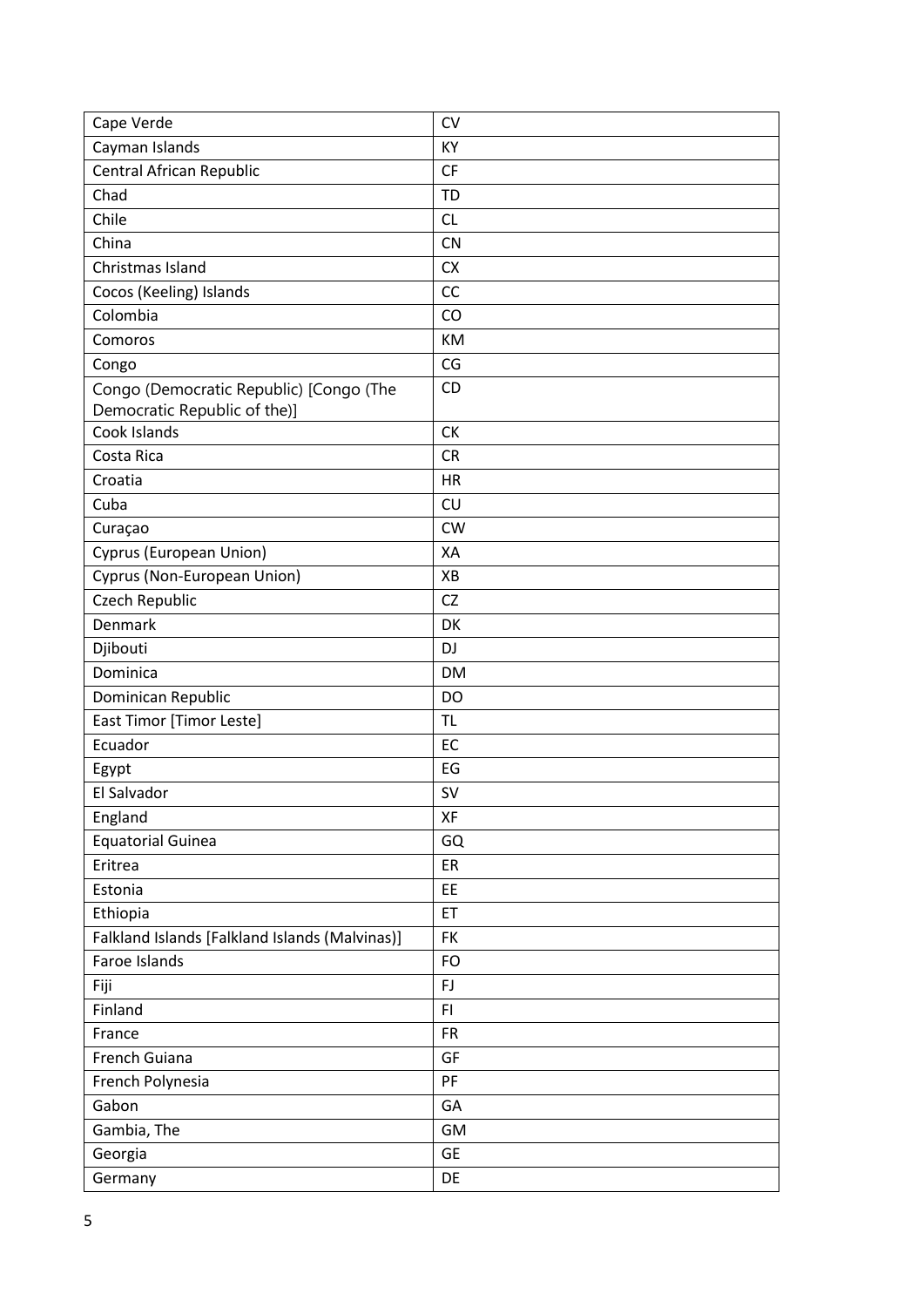| Cape Verde | CV |
|---|---|
| Cayman Islands | KY |
| Central African Republic | CF |
| Chad | TD |
| Chile | CL |
| China | CN |
| Christmas Island | CX |
| Cocos (Keeling) Islands | CC |
| Colombia | CO |
| Comoros | KM |
| Congo | CG |
| Congo (Democratic Republic) [Congo (The Democratic Republic of the)] | CD |
| Cook Islands | CK |
| Costa Rica | CR |
| Croatia | HR |
| Cuba | CU |
| Curaçao | CW |
| Cyprus (European Union) | XA |
| Cyprus (Non-European Union) | XB |
| Czech Republic | CZ |
| Denmark | DK |
| Djibouti | DJ |
| Dominica | DM |
| Dominican Republic | DO |
| East Timor [Timor Leste] | TL |
| Ecuador | EC |
| Egypt | EG |
| El Salvador | SV |
| England | XF |
| Equatorial Guinea | GQ |
| Eritrea | ER |
| Estonia | EE |
| Ethiopia | ET |
| Falkland Islands [Falkland Islands (Malvinas)] | FK |
| Faroe Islands | FO |
| Fiji | FJ |
| Finland | FI |
| France | FR |
| French Guiana | GF |
| French Polynesia | PF |
| Gabon | GA |
| Gambia, The | GM |
| Georgia | GE |
| Germany | DE |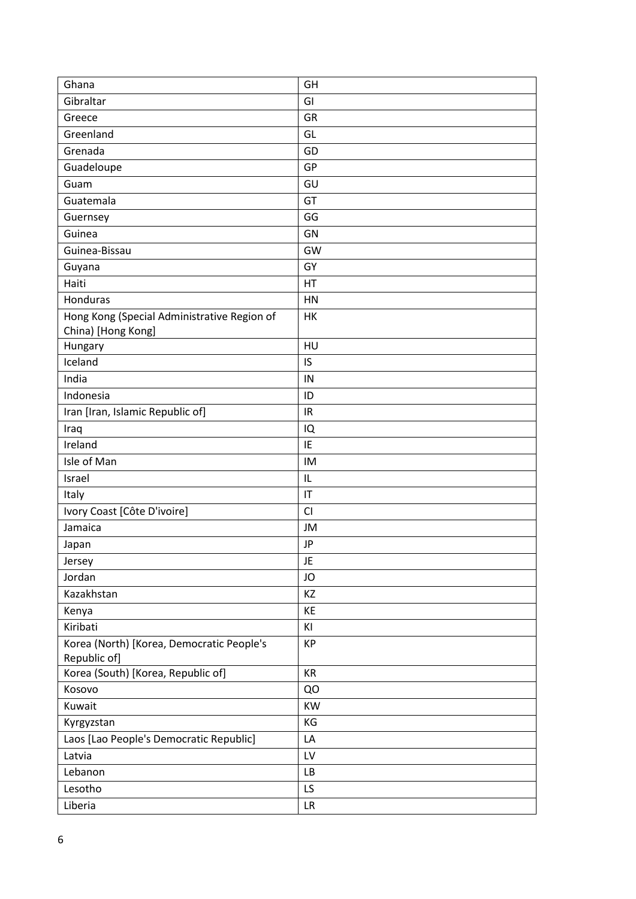| Ghana | GH |
|---|---|
| Gibraltar | GI |
| Greece | GR |
| Greenland | GL |
| Grenada | GD |
| Guadeloupe | GP |
| Guam | GU |
| Guatemala | GT |
| Guernsey | GG |
| Guinea | GN |
| Guinea-Bissau | GW |
| Guyana | GY |
| Haiti | HT |
| Honduras | HN |
| Hong Kong (Special Administrative Region of China) [Hong Kong] | HK |
| Hungary | HU |
| Iceland | IS |
| India | IN |
| Indonesia | ID |
| Iran [Iran, Islamic Republic of] | IR |
| Iraq | IQ |
| Ireland | IE |
| Isle of Man | IM |
| Israel | IL |
| Italy | IT |
| Ivory Coast [Côte D'ivoire] | CI |
| Jamaica | JM |
| Japan | JP |
| Jersey | JE |
| Jordan | JO |
| Kazakhstan | KZ |
| Kenya | KE |
| Kiribati | KI |
| Korea (North) [Korea, Democratic People's Republic of] | KP |
| Korea (South) [Korea, Republic of] | KR |
| Kosovo | QO |
| Kuwait | KW |
| Kyrgyzstan | KG |
| Laos [Lao People's Democratic Republic] | LA |
| Latvia | LV |
| Lebanon | LB |
| Lesotho | LS |
| Liberia | LR |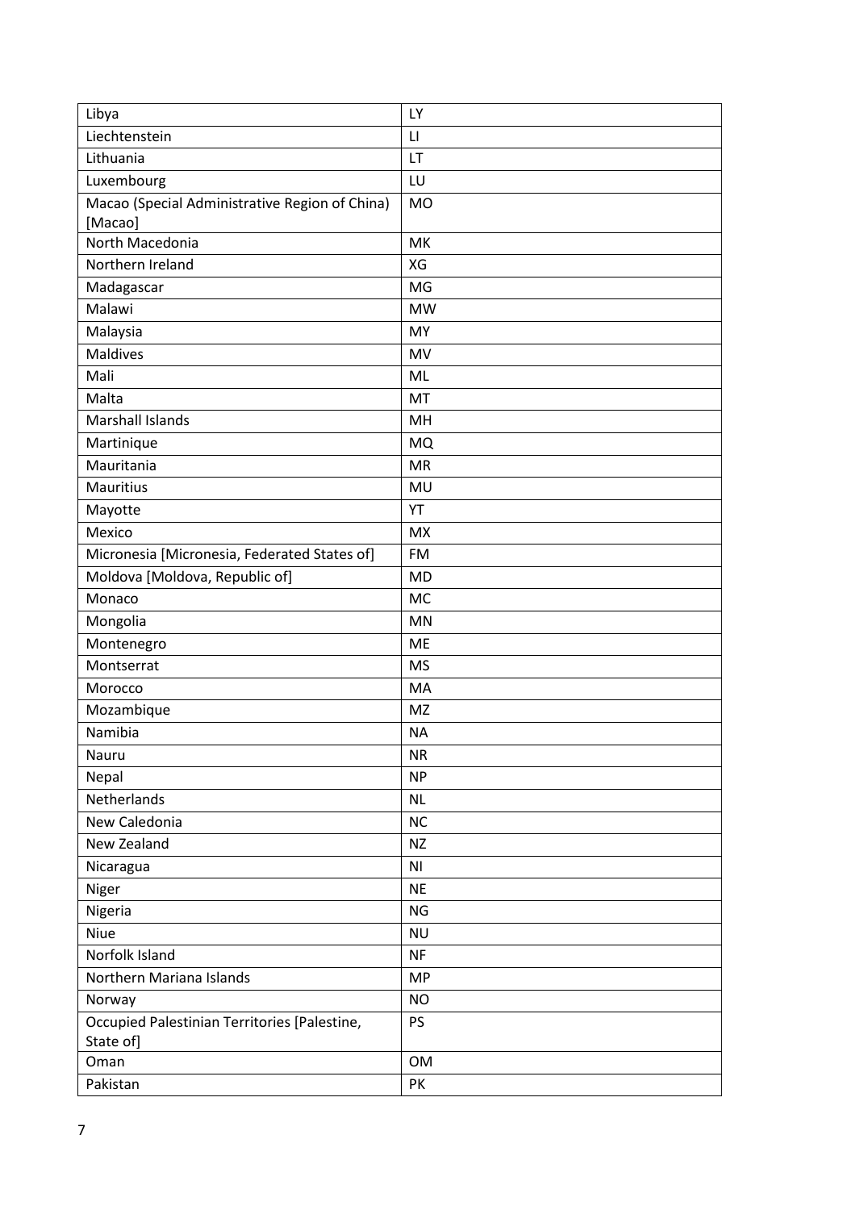| Libya | LY |
|---|---|
| Liechtenstein | LI |
| Lithuania | LT |
| Luxembourg | LU |
| Macao (Special Administrative Region of China) [Macao] | MO |
| North Macedonia | MK |
| Northern Ireland | XG |
| Madagascar | MG |
| Malawi | MW |
| Malaysia | MY |
| Maldives | MV |
| Mali | ML |
| Malta | MT |
| Marshall Islands | MH |
| Martinique | MQ |
| Mauritania | MR |
| Mauritius | MU |
| Mayotte | YT |
| Mexico | MX |
| Micronesia [Micronesia, Federated States of] | FM |
| Moldova [Moldova, Republic of] | MD |
| Monaco | MC |
| Mongolia | MN |
| Montenegro | ME |
| Montserrat | MS |
| Morocco | MA |
| Mozambique | MZ |
| Namibia | NA |
| Nauru | NR |
| Nepal | NP |
| Netherlands | NL |
| New Caledonia | NC |
| New Zealand | NZ |
| Nicaragua | NI |
| Niger | NE |
| Nigeria | NG |
| Niue | NU |
| Norfolk Island | NF |
| Northern Mariana Islands | MP |
| Norway | NO |
| Occupied Palestinian Territories [Palestine, State of] | PS |
| Oman | OM |
| Pakistan | PK |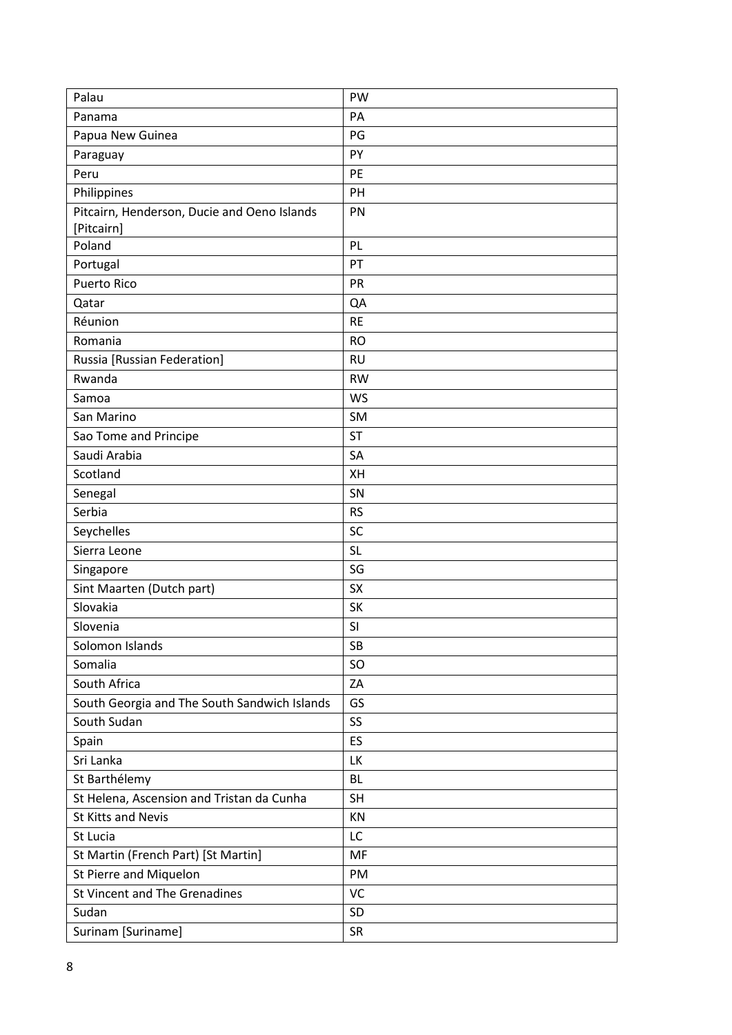| Palau | PW |
|---|---|
| Panama | PA |
| Papua New Guinea | PG |
| Paraguay | PY |
| Peru | PE |
| Philippines | PH |
| Pitcairn, Henderson, Ducie and Oeno Islands [Pitcairn] | PN |
| Poland | PL |
| Portugal | PT |
| Puerto Rico | PR |
| Qatar | QA |
| Réunion | RE |
| Romania | RO |
| Russia [Russian Federation] | RU |
| Rwanda | RW |
| Samoa | WS |
| San Marino | SM |
| Sao Tome and Principe | ST |
| Saudi Arabia | SA |
| Scotland | XH |
| Senegal | SN |
| Serbia | RS |
| Seychelles | SC |
| Sierra Leone | SL |
| Singapore | SG |
| Sint Maarten (Dutch part) | SX |
| Slovakia | SK |
| Slovenia | SI |
| Solomon Islands | SB |
| Somalia | SO |
| South Africa | ZA |
| South Georgia and The South Sandwich Islands | GS |
| South Sudan | SS |
| Spain | ES |
| Sri Lanka | LK |
| St Barthélemy | BL |
| St Helena, Ascension and Tristan da Cunha | SH |
| St Kitts and Nevis | KN |
| St Lucia | LC |
| St Martin (French Part) [St Martin] | MF |
| St Pierre and Miquelon | PM |
| St Vincent and The Grenadines | VC |
| Sudan | SD |
| Surinam [Suriname] | SR |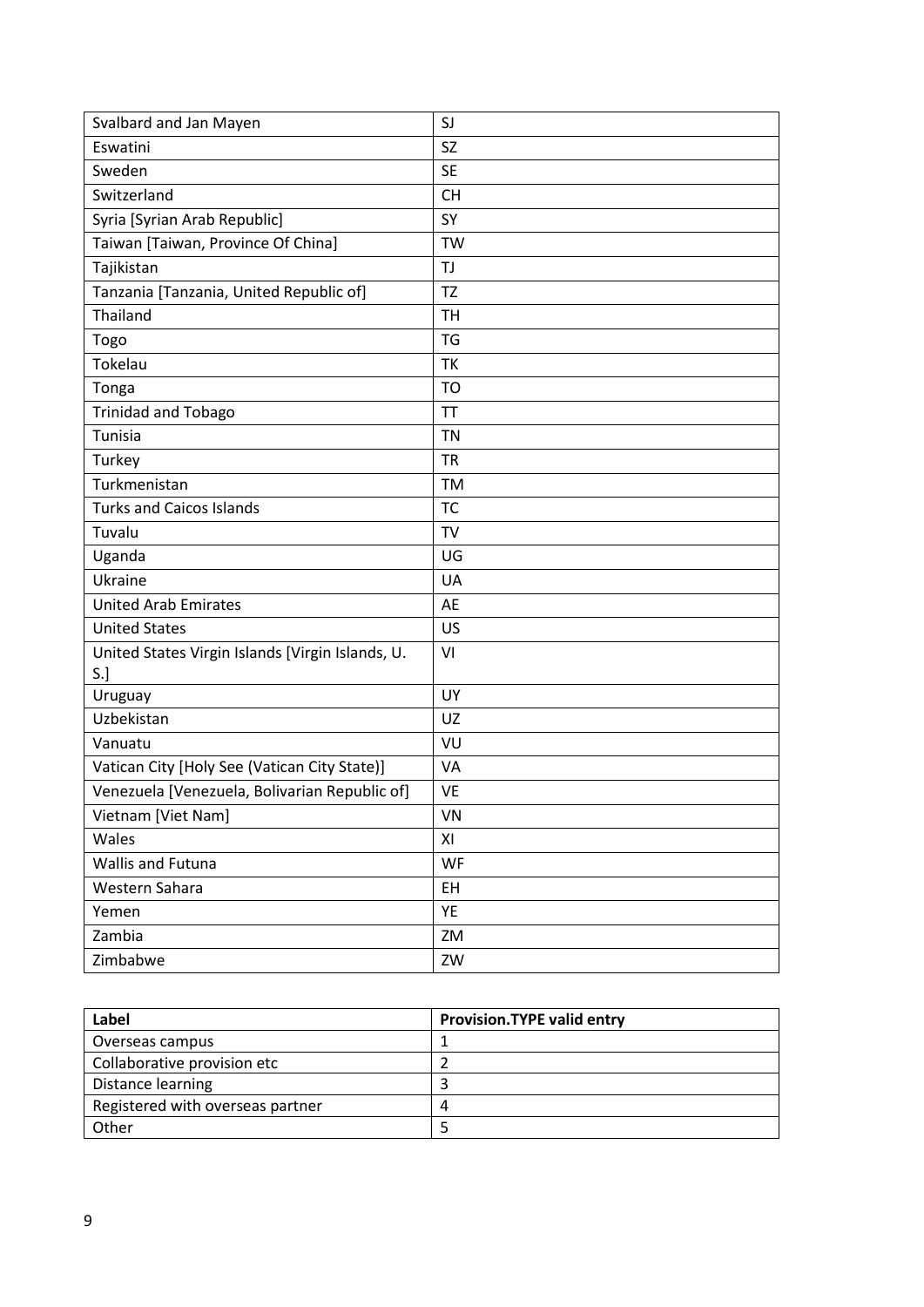| | |
|---|---|
| Svalbard and Jan Mayen | SJ |
| Eswatini | SZ |
| Sweden | SE |
| Switzerland | CH |
| Syria [Syrian Arab Republic] | SY |
| Taiwan [Taiwan, Province Of China] | TW |
| Tajikistan | TJ |
| Tanzania [Tanzania, United Republic of] | TZ |
| Thailand | TH |
| Togo | TG |
| Tokelau | TK |
| Tonga | TO |
| Trinidad and Tobago | TT |
| Tunisia | TN |
| Turkey | TR |
| Turkmenistan | TM |
| Turks and Caicos Islands | TC |
| Tuvalu | TV |
| Uganda | UG |
| Ukraine | UA |
| United Arab Emirates | AE |
| United States | US |
| United States Virgin Islands [Virgin Islands, U. S.] | VI |
| Uruguay | UY |
| Uzbekistan | UZ |
| Vanuatu | VU |
| Vatican City [Holy See (Vatican City State)] | VA |
| Venezuela [Venezuela, Bolivarian Republic of] | VE |
| Vietnam [Viet Nam] | VN |
| Wales | XI |
| Wallis and Futuna | WF |
| Western Sahara | EH |
| Yemen | YE |
| Zambia | ZM |
| Zimbabwe | ZW |

| Label | Provision.TYPE valid entry |
|---|---|
| Overseas campus | 1 |
| Collaborative provision etc | 2 |
| Distance learning | 3 |
| Registered with overseas partner | 4 |
| Other | 5 |